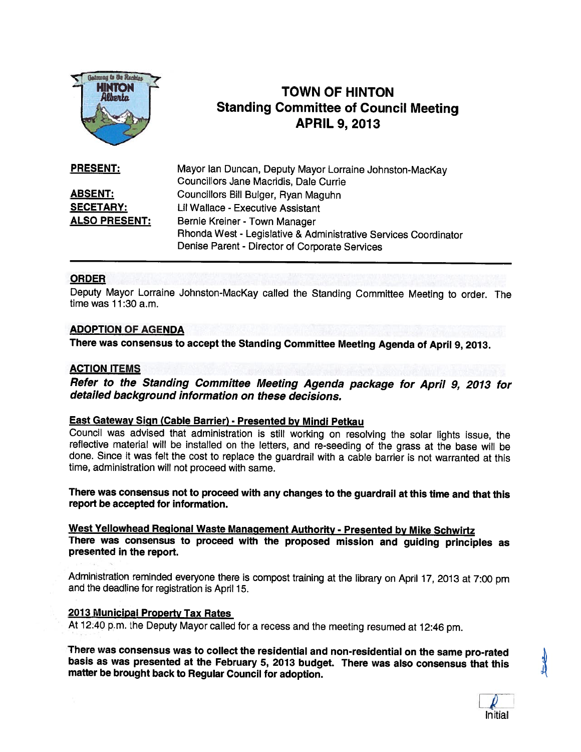# TOWN OF HINTON
## Standing Committee of Council Meeting
## APRIL 9, 2013

| | |
|---|---|
| **PRESENT:** | Mayor Ian Duncan, Deputy Mayor Lorraine Johnston-MacKay<br>Councillors Jane Macridis, Dale Currie |
| **ABSENT:** | Councillors Bill Bulger, Ryan Maguhn |
| **SECETARY:** | Lil Wallace - Executive Assistant |
| **ALSO PRESENT:** | Bernie Kreiner - Town Manager<br>Rhonda West - Legislative & Administrative Services Coordinator<br>Denise Parent - Director of Corporate Services |

### ORDER

Deputy Mayor Lorraine Johnston-MacKay called the Standing Committee Meeting to order. The time was 11:30 a.m.

### ADOPTION OF AGENDA

**There was consensus to accept the Standing Committee Meeting Agenda of April 9, 2013.**

### ACTION ITEMS

***Refer to the Standing Committee Meeting Agenda package for April 9, 2013 for detailed background information on these decisions.***

#### East Gateway Sign (Cable Barrier) - Presented by Mindi Petkau

Council was advised that administration is still working on resolving the solar lights issue, the reflective material will be installed on the letters, and re-seeding of the grass at the base will be done. Since it was felt the cost to replace the guardrail with a cable barrier is not warranted at this time, administration will not proceed with same.

**There was consensus not to proceed with any changes to the guardrail at this time and that this report be accepted for information.**

#### West Yellowhead Regional Waste Management Authority - Presented by Mike Schwirtz

**There was consensus to proceed with the proposed mission and guiding principles as presented in the report.**

Administration reminded everyone there is compost training at the library on April 17, 2013 at 7:00 pm and the deadline for registration is April 15.

#### 2013 Municipal Property Tax Rates

At 12:40 p.m. the Deputy Mayor called for a recess and the meeting resumed at 12:46 pm.

**There was consensus was to collect the residential and non-residential on the same pro-rated basis as was presented at the February 5, 2013 budget. There was also consensus that this matter be brought back to Regular Council for adoption.**

Initial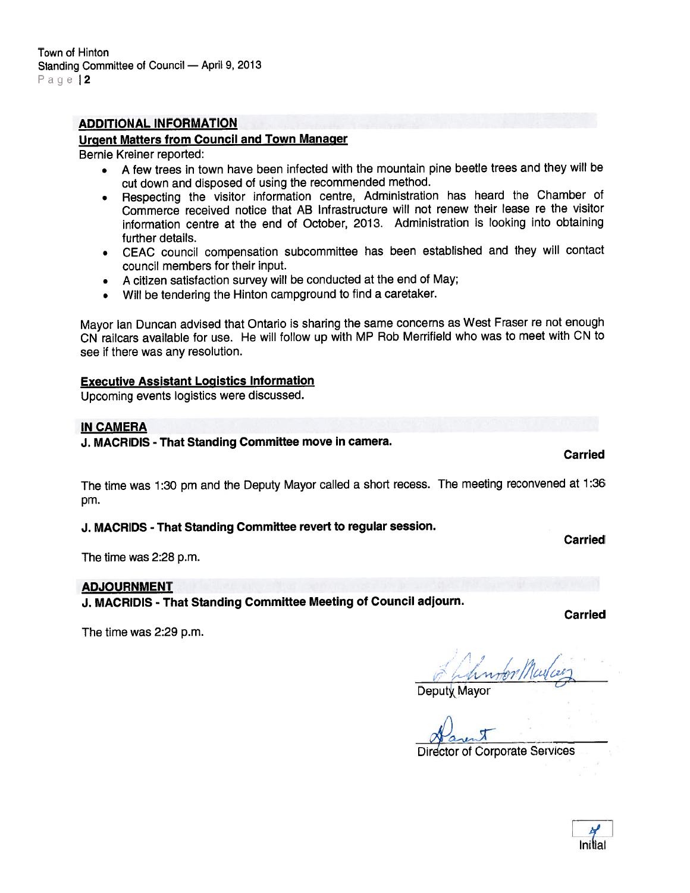## ADDITIONAL INFORMATION

### Urgent Matters from Council and Town Manager

Bernie Kreiner reported:

- A few trees in town have been infected with the mountain pine beetle trees and they will be cut down and disposed of using the recommended method.
- Respecting the visitor information centre, Administration has heard the Chamber of Commerce received notice that AB Infrastructure will not renew their lease re the visitor information centre at the end of October, 2013. Administration is looking into obtaining further details.
- CEAC council compensation subcommittee has been established and they will contact council members for their input.
- A citizen satisfaction survey will be conducted at the end of May;
- Will be tendering the Hinton campground to find a caretaker.

Mayor Ian Duncan advised that Ontario is sharing the same concerns as West Fraser re not enough CN railcars available for use. He will follow up with MP Rob Merrifield who was to meet with CN to see if there was any resolution.

### Executive Assistant Logistics Information

Upcoming events logistics were discussed.

## IN CAMERA

**J. MACRIDIS - That Standing Committee move in camera.**

**Carried**

The time was 1:30 pm and the Deputy Mayor called a short recess. The meeting reconvened at 1:36 pm.

**J. MACRIDS - That Standing Committee revert to regular session.**

**Carried**

The time was 2:28 p.m.

## ADJOURNMENT

**J. MACRIDIS - That Standing Committee Meeting of Council adjourn.**

**Carried**

The time was 2:29 p.m.

Deputy Mayor

Director of Corporate Services

Initial